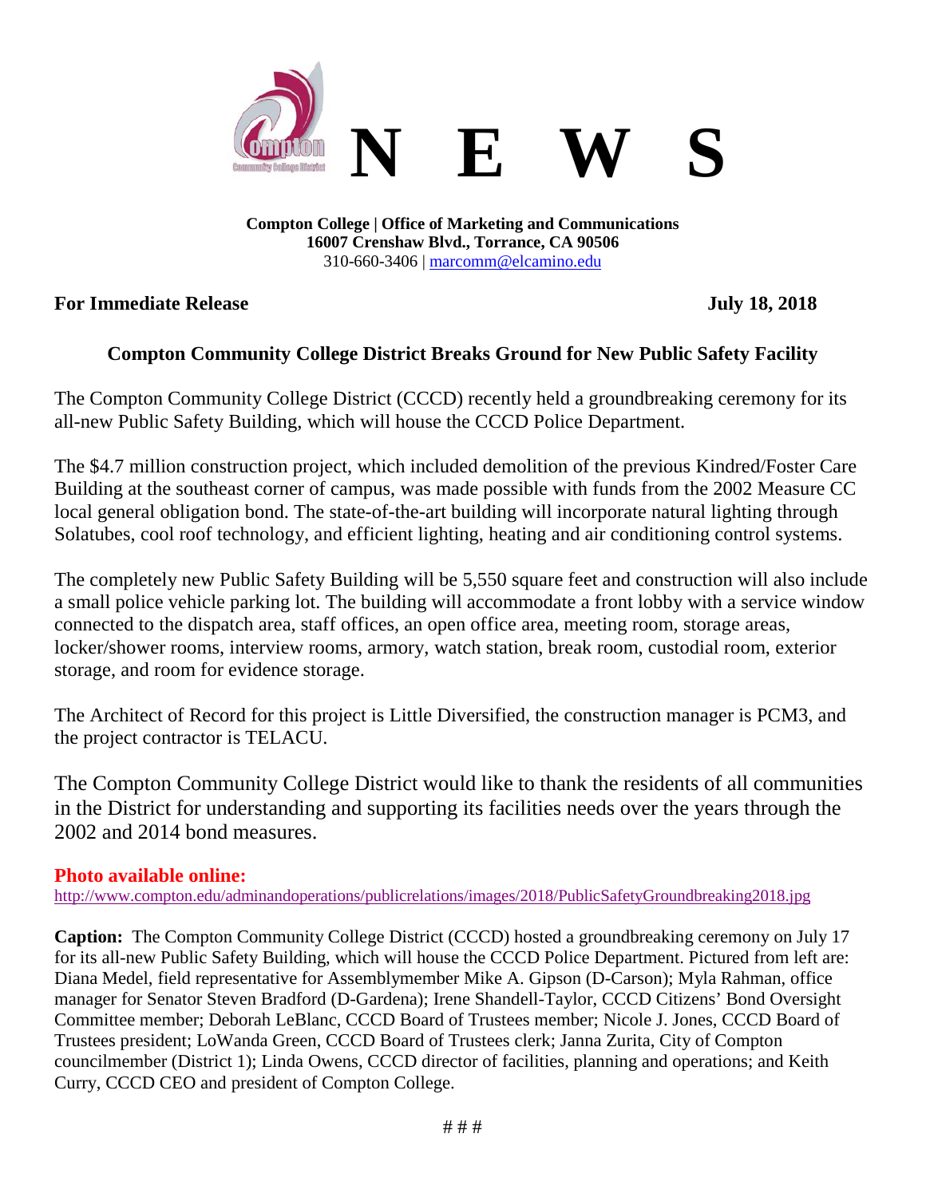# N E W S

**Compton College | Office of Marketing and Communications**
**16007 Crenshaw Blvd., Torrance, CA 90506**
310-660-3406 | marcomm@elcamino.edu

**For Immediate Release** **July 18, 2018**

## Compton Community College District Breaks Ground for New Public Safety Facility

The Compton Community College District (CCCD) recently held a groundbreaking ceremony for its all-new Public Safety Building, which will house the CCCD Police Department.

The $4.7 million construction project, which included demolition of the previous Kindred/Foster Care Building at the southeast corner of campus, was made possible with funds from the 2002 Measure CC local general obligation bond. The state-of-the-art building will incorporate natural lighting through Solatubes, cool roof technology, and efficient lighting, heating and air conditioning control systems.

The completely new Public Safety Building will be 5,550 square feet and construction will also include a small police vehicle parking lot. The building will accommodate a front lobby with a service window connected to the dispatch area, staff offices, an open office area, meeting room, storage areas, locker/shower rooms, interview rooms, armory, watch station, break room, custodial room, exterior storage, and room for evidence storage.

The Architect of Record for this project is Little Diversified, the construction manager is PCM3, and the project contractor is TELACU.

The Compton Community College District would like to thank the residents of all communities in the District for understanding and supporting its facilities needs over the years through the 2002 and 2014 bond measures.

**Photo available online:**
http://www.compton.edu/adminandoperations/publicrelations/images/2018/PublicSafetyGroundbreaking2018.jpg

**Caption:** The Compton Community College District (CCCD) hosted a groundbreaking ceremony on July 17 for its all-new Public Safety Building, which will house the CCCD Police Department. Pictured from left are: Diana Medel, field representative for Assemblymember Mike A. Gipson (D-Carson); Myla Rahman, office manager for Senator Steven Bradford (D-Gardena); Irene Shandell-Taylor, CCCD Citizens' Bond Oversight Committee member; Deborah LeBlanc, CCCD Board of Trustees member; Nicole J. Jones, CCCD Board of Trustees president; LoWanda Green, CCCD Board of Trustees clerk; Janna Zurita, City of Compton councilmember (District 1); Linda Owens, CCCD director of facilities, planning and operations; and Keith Curry, CCCD CEO and president of Compton College.

# # #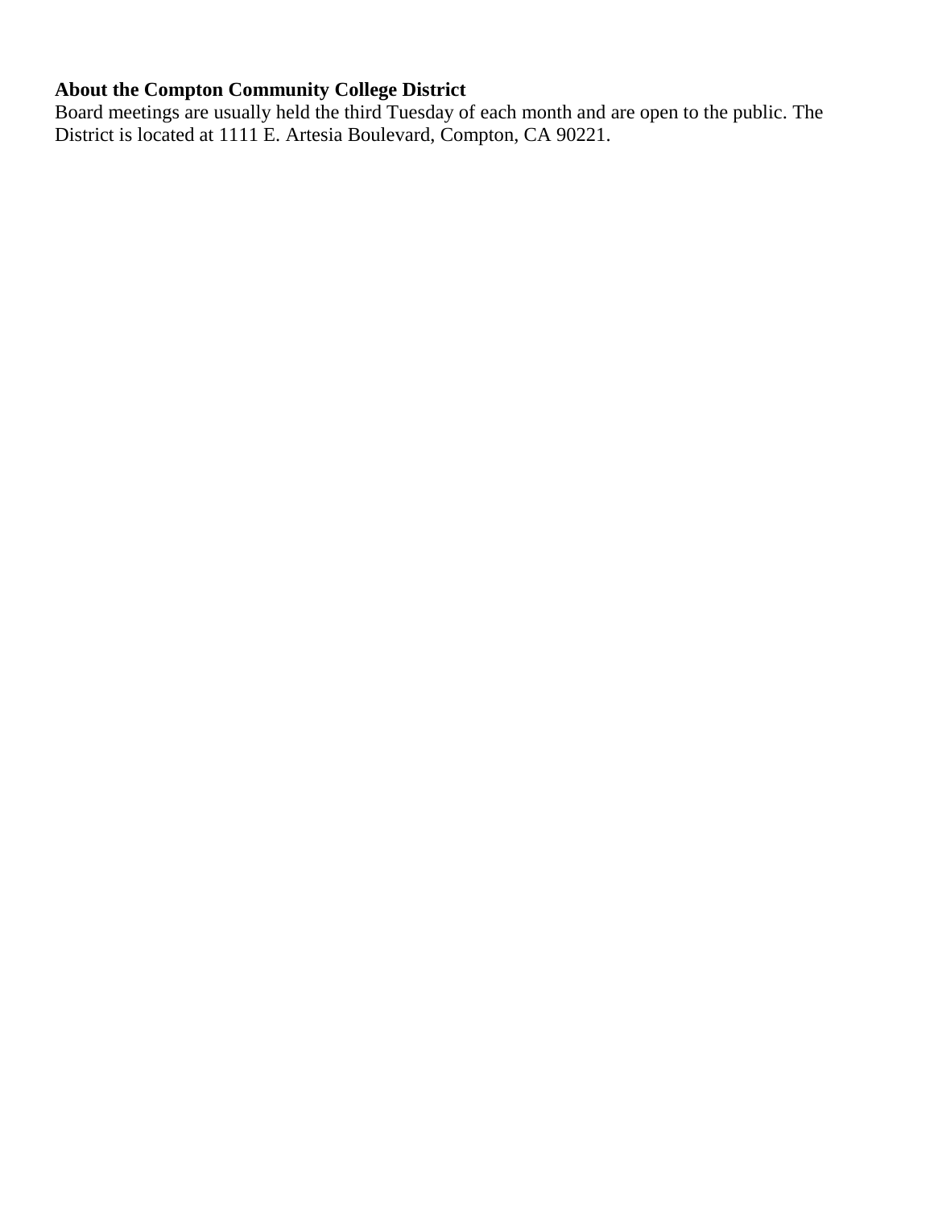**About the Compton Community College District**

Board meetings are usually held the third Tuesday of each month and are open to the public. The District is located at 1111 E. Artesia Boulevard, Compton, CA 90221.